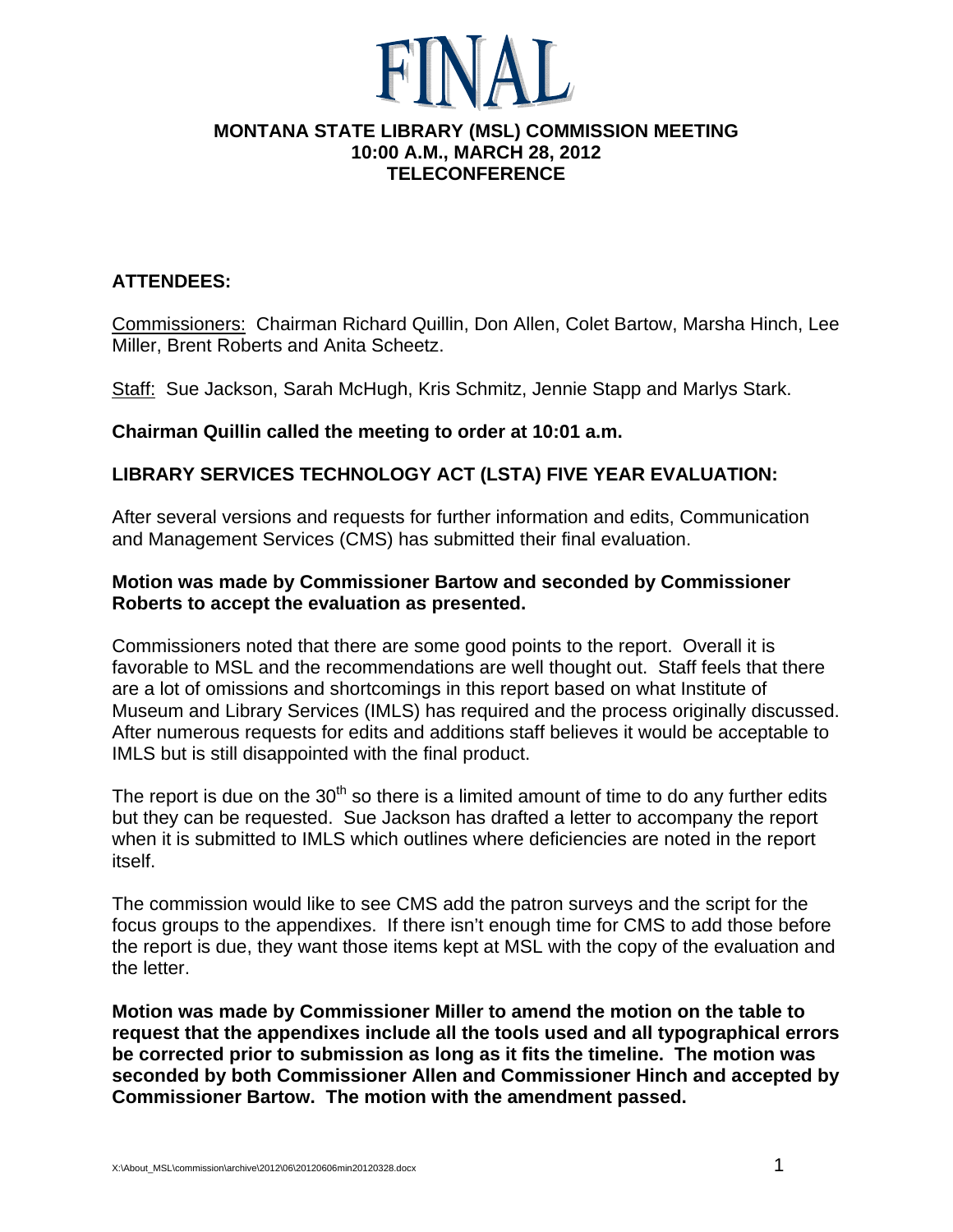# FINAL

## MONTANA STATE LIBRARY (MSL) COMMISSION MEETING
## 10:00 A.M., MARCH 28, 2012
## TELECONFERENCE

**ATTENDEES:**

Commissioners: Chairman Richard Quillin, Don Allen, Colet Bartow, Marsha Hinch, Lee Miller, Brent Roberts and Anita Scheetz.

Staff: Sue Jackson, Sarah McHugh, Kris Schmitz, Jennie Stapp and Marlys Stark.

**Chairman Quillin called the meeting to order at 10:01 a.m.**

**LIBRARY SERVICES TECHNOLOGY ACT (LSTA) FIVE YEAR EVALUATION:**

After several versions and requests for further information and edits, Communication and Management Services (CMS) has submitted their final evaluation.

**Motion was made by Commissioner Bartow and seconded by Commissioner Roberts to accept the evaluation as presented.**

Commissioners noted that there are some good points to the report. Overall it is favorable to MSL and the recommendations are well thought out. Staff feels that there are a lot of omissions and shortcomings in this report based on what Institute of Museum and Library Services (IMLS) has required and the process originally discussed. After numerous requests for edits and additions staff believes it would be acceptable to IMLS but is still disappointed with the final product.

The report is due on the 30th so there is a limited amount of time to do any further edits but they can be requested. Sue Jackson has drafted a letter to accompany the report when it is submitted to IMLS which outlines where deficiencies are noted in the report itself.

The commission would like to see CMS add the patron surveys and the script for the focus groups to the appendixes. If there isn't enough time for CMS to add those before the report is due, they want those items kept at MSL with the copy of the evaluation and the letter.

**Motion was made by Commissioner Miller to amend the motion on the table to request that the appendixes include all the tools used and all typographical errors be corrected prior to submission as long as it fits the timeline. The motion was seconded by both Commissioner Allen and Commissioner Hinch and accepted by Commissioner Bartow. The motion with the amendment passed.**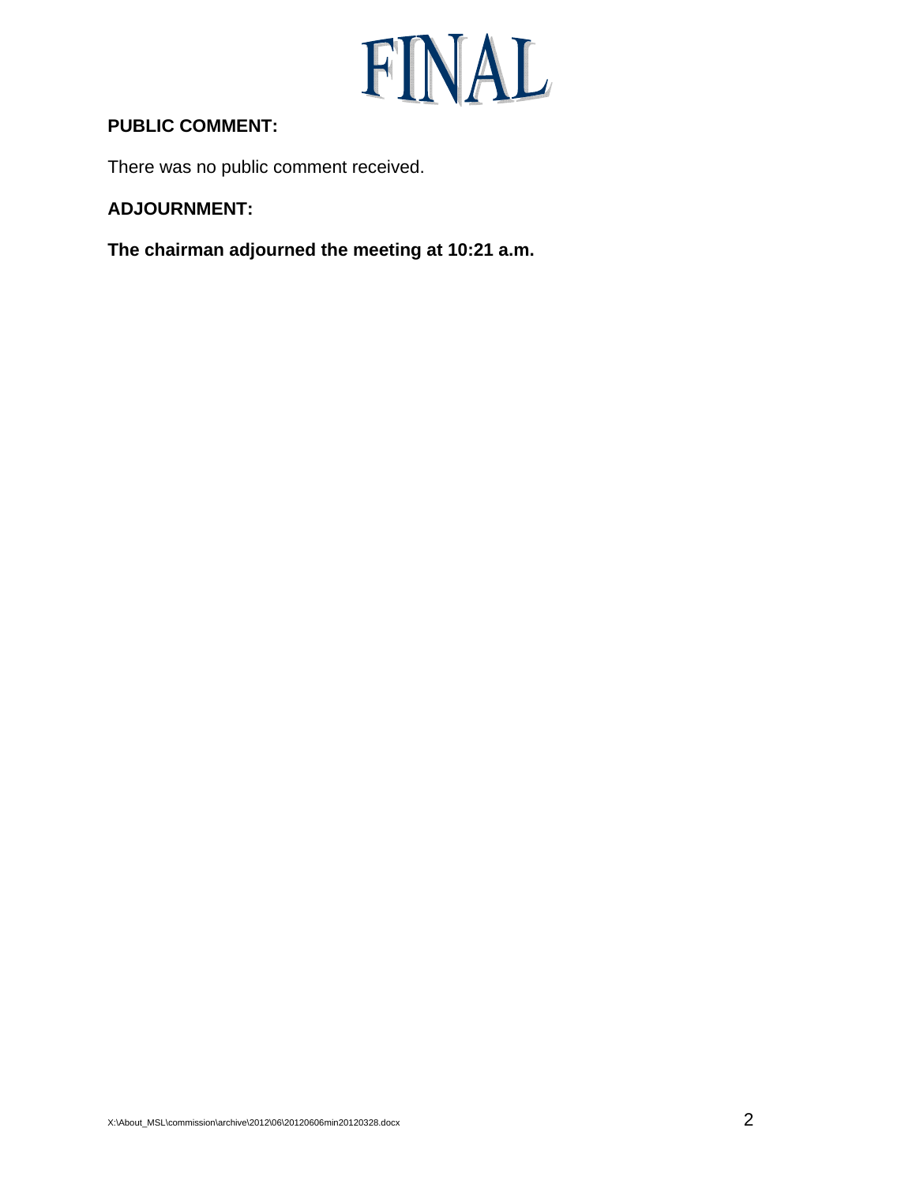FINAL

**PUBLIC COMMENT:**

There was no public comment received.

**ADJOURNMENT:**

**The chairman adjourned the meeting at 10:21 a.m.**